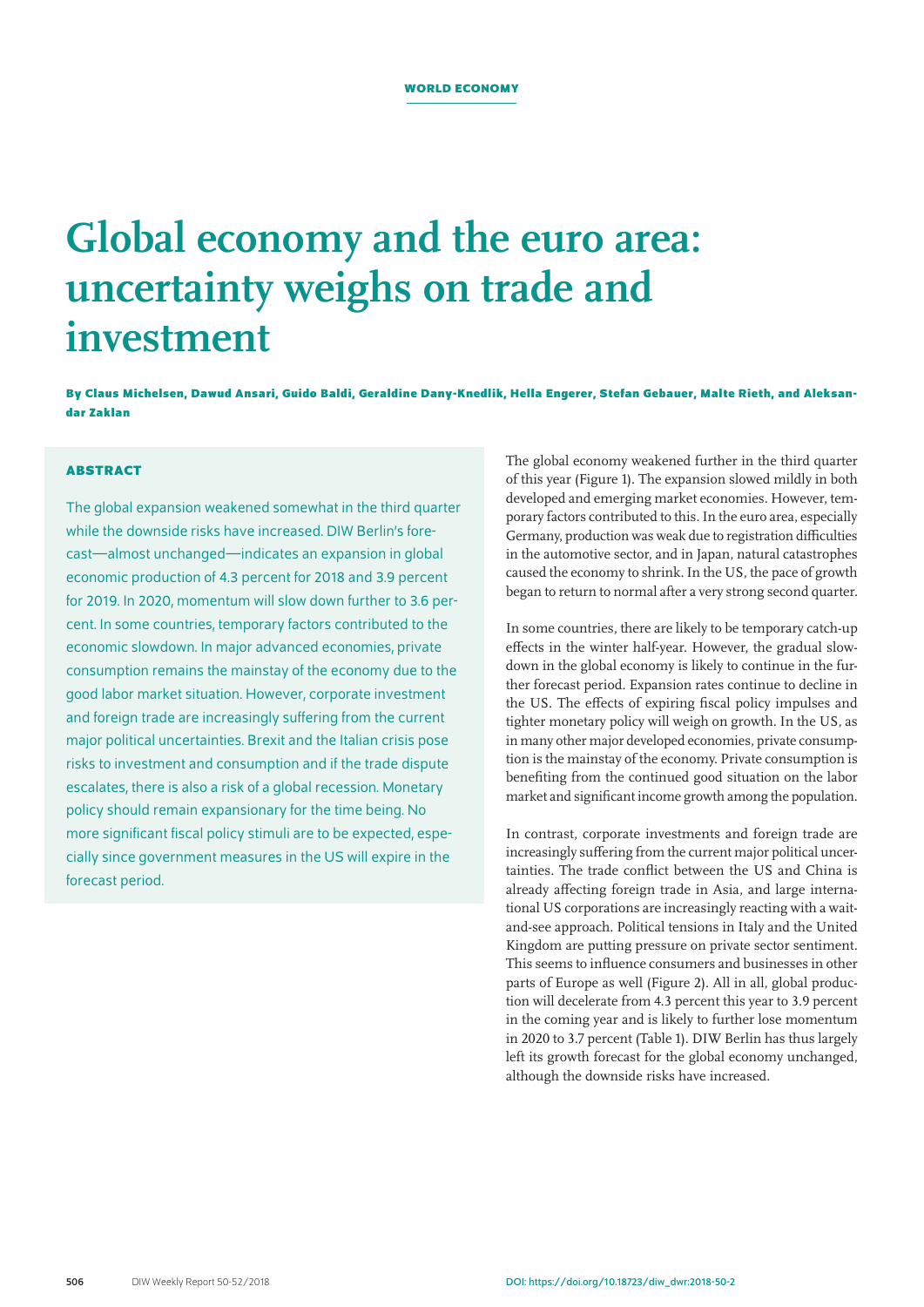WORLD ECONOMY

# Global economy and the euro area: uncertainty weighs on trade and investment

**By Claus Michelsen, Dawud Ansari, Guido Baldi, Geraldine Dany-Knedlik, Hella Engerer, Stefan Gebauer, Malte Rieth, and Aleksandar Zaklan**

### ABSTRACT

The global expansion weakened somewhat in the third quarter while the downside risks have increased. DIW Berlin's forecast—almost unchanged—indicates an expansion in global economic production of 4.3 percent for 2018 and 3.9 percent for 2019. In 2020, momentum will slow down further to 3.6 percent. In some countries, temporary factors contributed to the economic slowdown. In major advanced economies, private consumption remains the mainstay of the economy due to the good labor market situation. However, corporate investment and foreign trade are increasingly suffering from the current major political uncertainties. Brexit and the Italian crisis pose risks to investment and consumption and if the trade dispute escalates, there is also a risk of a global recession. Monetary policy should remain expansionary for the time being. No more significant fiscal policy stimuli are to be expected, especially since government measures in the US will expire in the forecast period.

The global economy weakened further in the third quarter of this year (Figure 1). The expansion slowed mildly in both developed and emerging market economies. However, temporary factors contributed to this. In the euro area, especially Germany, production was weak due to registration difficulties in the automotive sector, and in Japan, natural catastrophes caused the economy to shrink. In the US, the pace of growth began to return to normal after a very strong second quarter.

In some countries, there are likely to be temporary catch-up effects in the winter half-year. However, the gradual slowdown in the global economy is likely to continue in the further forecast period. Expansion rates continue to decline in the US. The effects of expiring fiscal policy impulses and tighter monetary policy will weigh on growth. In the US, as in many other major developed economies, private consumption is the mainstay of the economy. Private consumption is benefiting from the continued good situation on the labor market and significant income growth among the population.

In contrast, corporate investments and foreign trade are increasingly suffering from the current major political uncertainties. The trade conflict between the US and China is already affecting foreign trade in Asia, and large international US corporations are increasingly reacting with a wait-and-see approach. Political tensions in Italy and the United Kingdom are putting pressure on private sector sentiment. This seems to influence consumers and businesses in other parts of Europe as well (Figure 2). All in all, global production will decelerate from 4.3 percent this year to 3.9 percent in the coming year and is likely to further lose momentum in 2020 to 3.7 percent (Table 1). DIW Berlin has thus largely left its growth forecast for the global economy unchanged, although the downside risks have increased.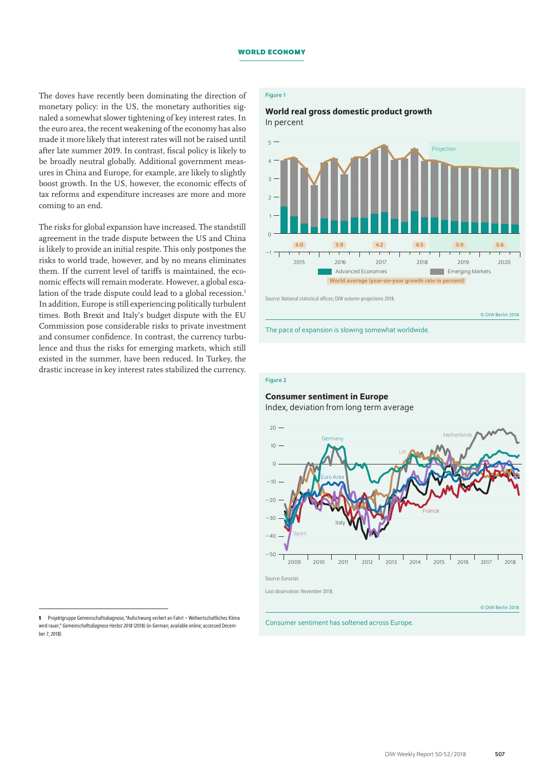The doves have recently been dominating the direction of monetary policy: in the US, the monetary authorities signaled a somewhat slower tightening of key interest rates. In the euro area, the recent weakening of the economy has also made it more likely that interest rates will not be raised until after late summer 2019. In contrast, fiscal policy is likely to be broadly neutral globally. Additional government measures in China and Europe, for example, are likely to slightly boost growth. In the US, however, the economic effects of tax reforms and expenditure increases are more and more coming to an end.

The risks for global expansion have increased. The standstill agreement in the trade dispute between the US and China is likely to provide an initial respite. This only postpones the risks to world trade, however, and by no means eliminates them. If the current level of tariffs is maintained, the economic effects will remain moderate. However, a global escalation of the trade dispute could lead to a global recession.[1] In addition, Europe is still experiencing politically turbulent times. Both Brexit and Italy's budget dispute with the EU Commission pose considerable risks to private investment and consumer confidence. In contrast, the currency turbulence and thus the risks for emerging markets, which still existed in the summer, have been reduced. In Turkey, the drastic increase in key interest rates stabilized the currency.

Figure 1

**World real gross domestic product growth**
In percent

Source: National statistical offices; DIW autumn projections 2018.

© DIW Berlin 2018

The pace of expansion is slowing somewhat worldwide.

Figure 2

**Consumer sentiment in Europe**
Index, deviation from long term average

Source: Eurostat.

Last observation: November 2018.

© DIW Berlin 2018

Consumer sentiment has softened across Europe.

---

[1] Projektgruppe Gemeinschaftsdiagnose, "Aufschwung verliert an Fahrt – Weltwirtschaftliches Klima wird rauer," *Gemeinschaftsdiagnose Herbst 2018* (2018) (in German; available online; accessed December 7, 2018).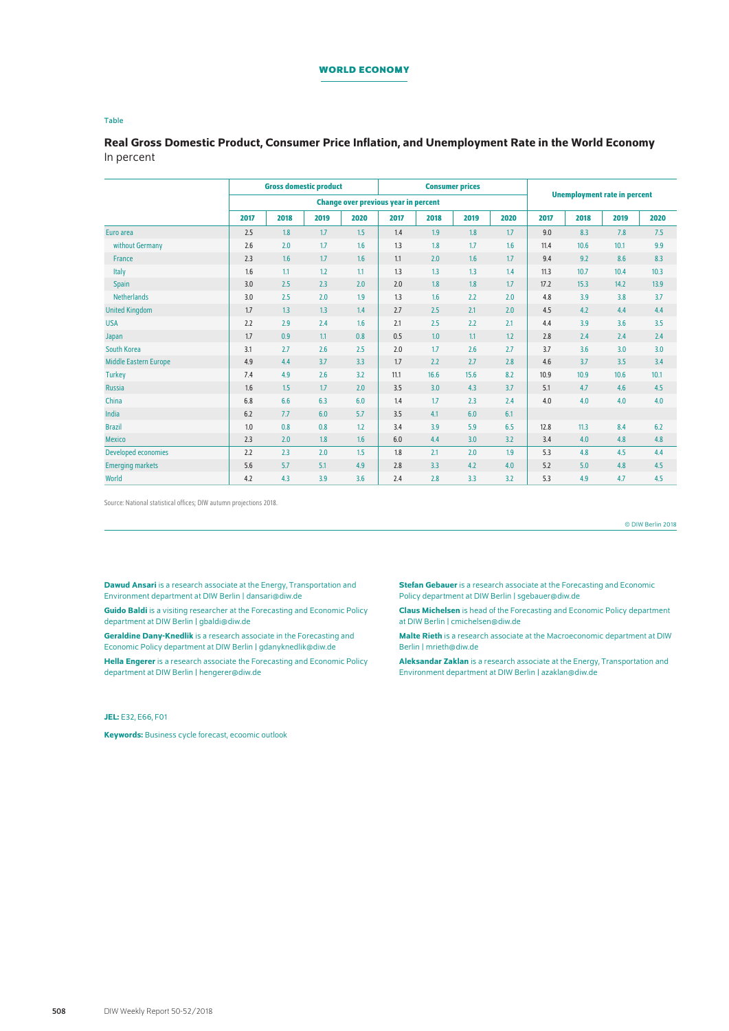Table

## Real Gross Domestic Product, Consumer Price Inflation, and Unemployment Rate in the World Economy

In percent

| | Gross domestic product | | | | Consumer prices | | | | Unemployment rate in percent | | | |
|---|---|---|---|---|---|---|---|---|---|---|---|---|
| | Change over previous year in percent | | | | | | | | | | | |
| | 2017 | 2018 | 2019 | 2020 | 2017 | 2018 | 2019 | 2020 | 2017 | 2018 | 2019 | 2020 |
| Euro area | 2.5 | 1.8 | 1.7 | 1.5 | 1.4 | 1.9 | 1.8 | 1.7 | 9.0 | 8.3 | 7.8 | 7.5 |
| without Germany | 2.6 | 2.0 | 1.7 | 1.6 | 1.3 | 1.8 | 1.7 | 1.6 | 11.4 | 10.6 | 10.1 | 9.9 |
| France | 2.3 | 1.6 | 1.7 | 1.6 | 1.1 | 2.0 | 1.6 | 1.7 | 9.4 | 9.2 | 8.6 | 8.3 |
| Italy | 1.6 | 1.1 | 1.2 | 1.1 | 1.3 | 1.3 | 1.3 | 1.4 | 11.3 | 10.7 | 10.4 | 10.3 |
| Spain | 3.0 | 2.5 | 2.3 | 2.0 | 2.0 | 1.8 | 1.8 | 1.7 | 17.2 | 15.3 | 14.2 | 13.9 |
| Netherlands | 3.0 | 2.5 | 2.0 | 1.9 | 1.3 | 1.6 | 2.2 | 2.0 | 4.8 | 3.9 | 3.8 | 3.7 |
| United Kingdom | 1.7 | 1.3 | 1.3 | 1.4 | 2.7 | 2.5 | 2.1 | 2.0 | 4.5 | 4.2 | 4.4 | 4.4 |
| USA | 2.2 | 2.9 | 2.4 | 1.6 | 2.1 | 2.5 | 2.2 | 2.1 | 4.4 | 3.9 | 3.6 | 3.5 |
| Japan | 1.7 | 0.9 | 1.1 | 0.8 | 0.5 | 1.0 | 1.1 | 1.2 | 2.8 | 2.4 | 2.4 | 2.4 |
| South Korea | 3.1 | 2.7 | 2.6 | 2.5 | 2.0 | 1.7 | 2.6 | 2.7 | 3.7 | 3.6 | 3.0 | 3.0 |
| Middle Eastern Europe | 4.9 | 4.4 | 3.7 | 3.3 | 1.7 | 2.2 | 2.7 | 2.8 | 4.6 | 3.7 | 3.5 | 3.4 |
| Turkey | 7.4 | 4.9 | 2.6 | 3.2 | 11.1 | 16.6 | 15.6 | 8.2 | 10.9 | 10.9 | 10.6 | 10.1 |
| Russia | 1.6 | 1.5 | 1.7 | 2.0 | 3.5 | 3.0 | 4.3 | 3.7 | 5.1 | 4.7 | 4.6 | 4.5 |
| China | 6.8 | 6.6 | 6.3 | 6.0 | 1.4 | 1.7 | 2.3 | 2.4 | 4.0 | 4.0 | 4.0 | 4.0 |
| India | 6.2 | 7.7 | 6.0 | 5.7 | 3.5 | 4.1 | 6.0 | 6.1 | | | | |
| Brazil | 1.0 | 0.8 | 0.8 | 1.2 | 3.4 | 3.9 | 5.9 | 6.5 | 12.8 | 11.3 | 8.4 | 6.2 |
| Mexico | 2.3 | 2.0 | 1.8 | 1.6 | 6.0 | 4.4 | 3.0 | 3.2 | 3.4 | 4.0 | 4.8 | 4.8 |
| Developed economies | 2.2 | 2.3 | 2.0 | 1.5 | 1.8 | 2.1 | 2.0 | 1.9 | 5.3 | 4.8 | 4.5 | 4.4 |
| Emerging markets | 5.6 | 5.7 | 5.1 | 4.9 | 2.8 | 3.3 | 4.2 | 4.0 | 5.2 | 5.0 | 4.8 | 4.5 |
| World | 4.2 | 4.3 | 3.9 | 3.6 | 2.4 | 2.8 | 3.3 | 3.2 | 5.3 | 4.9 | 4.7 | 4.5 |

Source: National statistical offices; DIW autumn projections 2018.

© DIW Berlin 2018

**Dawud Ansari** is a research associate at the Energy, Transportation and Environment department at DIW Berlin | dansari@diw.de

**Guido Baldi** is a visiting researcher at the Forecasting and Economic Policy department at DIW Berlin | gbaldi@diw.de

**Geraldine Dany-Knedlik** is a research associate in the Forecasting and Economic Policy department at DIW Berlin | gdanyknedlik@diw.de

**Hella Engerer** is a research associate the Forecasting and Economic Policy department at DIW Berlin | hengerer@diw.de

**Stefan Gebauer** is a research associate at the Forecasting and Economic Policy department at DIW Berlin | sgebauer@diw.de

**Claus Michelsen** is head of the Forecasting and Economic Policy department at DIW Berlin | cmichelsen@diw.de

**Malte Rieth** is a research associate at the Macroeconomic department at DIW Berlin | mrieth@diw.de

**Aleksandar Zaklan** is a research associate at the Energy, Transportation and Environment department at DIW Berlin | azaklan@diw.de

**JEL:** E32, E66, F01

**Keywords:** Business cycle forecast, ecoomic outlook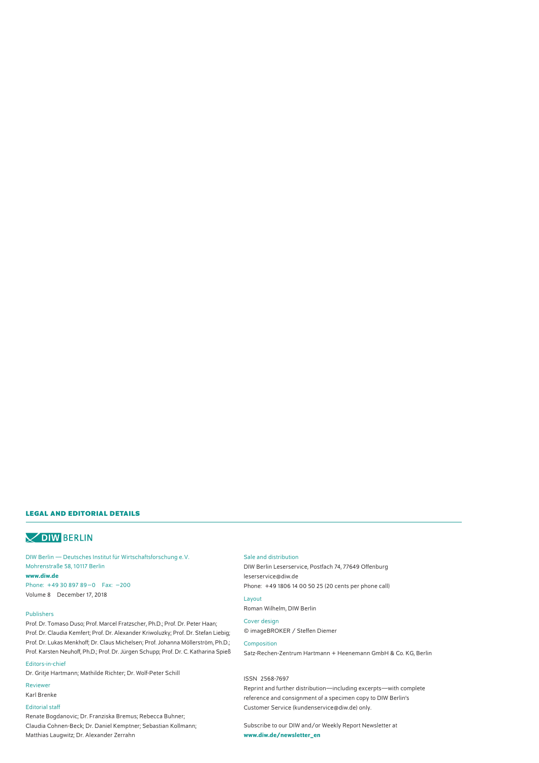## LEGAL AND EDITORIAL DETAILS

DIW BERLIN

DIW Berlin — Deutsches Institut für Wirtschaftsforschung e. V.
Mohrenstraße 58, 10117 Berlin
**www.diw.de**
Phone: +49 30 897 89 – 0 Fax: – 200
Volume 8 December 17, 2018

Publishers

Prof. Dr. Tomaso Duso; Prof. Marcel Fratzscher, Ph.D.; Prof. Dr. Peter Haan; Prof. Dr. Claudia Kemfert; Prof. Dr. Alexander Kriwoluzky; Prof. Dr. Stefan Liebig; Prof. Dr. Lukas Menkhoff; Dr. Claus Michelsen; Prof. Johanna Möllerström, Ph.D.; Prof. Karsten Neuhoff, Ph.D.; Prof. Dr. Jürgen Schupp; Prof. Dr. C. Katharina Spieß

Editors-in-chief

Dr. Gritje Hartmann; Mathilde Richter; Dr. Wolf-Peter Schill

Reviewer

Karl Brenke

Editorial staff

Renate Bogdanovic; Dr. Franziska Bremus; Rebecca Buhner; Claudia Cohnen-Beck; Dr. Daniel Kemptner; Sebastian Kollmann; Matthias Laugwitz; Dr. Alexander Zerrahn

Sale and distribution

DIW Berlin Leserservice, Postfach 74, 77649 Offenburg
leserservice@diw.de
Phone: +49 1806 14 00 50 25 (20 cents per phone call)

Layout

Roman Wilhelm, DIW Berlin

Cover design

© imageBROKER / Steffen Diemer

Composition

Satz-Rechen-Zentrum Hartmann + Heenemann GmbH & Co. KG, Berlin

ISSN 2568-7697

Reprint and further distribution—including excerpts—with complete reference and consignment of a specimen copy to DIW Berlin's Customer Service (kundenservice@diw.de) only.

Subscribe to our DIW and/or Weekly Report Newsletter at
**www.diw.de/newsletter_en**